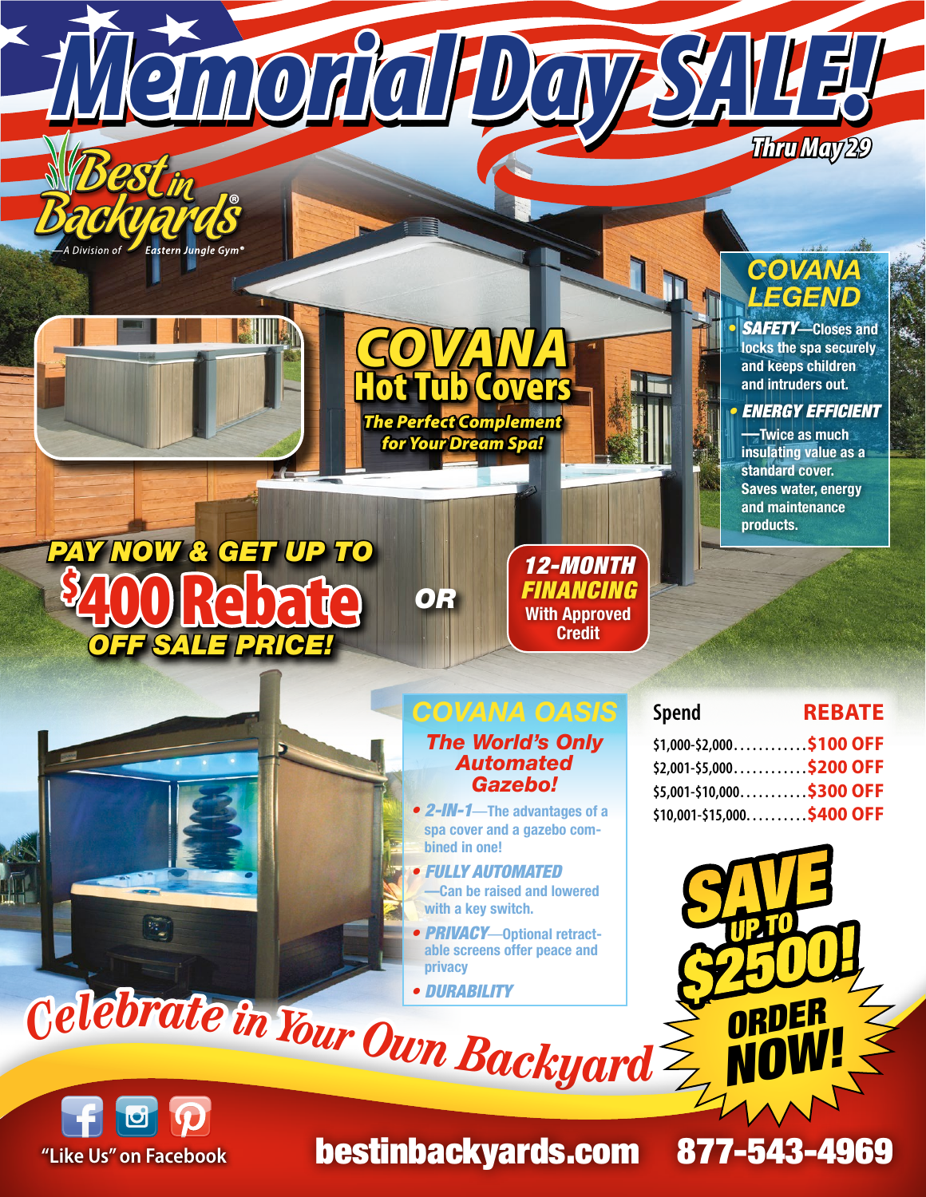# Memorial Day SALE!

*Thru May 29*

Best in Backyards®
—A Division of Eastern Jungle Gym®

## COVANA Hot Tub Covers

*The Perfect Complement for Your Dream Spa!*

### COVANA LEGEND

- ***SAFETY***—Closes and locks the spa securely and keeps children and intruders out.
- ***ENERGY EFFICIENT***—Twice as much insulating value as a standard cover. Saves water, energy and maintenance products.

***PAY NOW & GET UP TO***

# $400 Rebate

***OFF SALE PRICE!***

*OR*

***12-MONTH FINANCING***
**With Approved Credit**

### COVANA OASIS

***The World's Only Automated Gazebo!***

- ***2-IN-1***—The advantages of a spa cover and a gazebo combined in one!
- ***FULLY AUTOMATED***—Can be raised and lowered with a key switch.
- ***PRIVACY***—Optional retractable screens offer peace and privacy
- ***DURABILITY***

| Spend | REBATE |
|---|---|
| $1,000-$2,000 | $100 OFF |
| $2,001-$5,000 | $200 OFF |
| $5,001-$10,000 | $300 OFF |
| $10,001-$15,000 | $400 OFF |

**SAVE UP TO $2500!**

**ORDER NOW!**

*Celebrate in Your Own Backyard*

"Like Us" on Facebook

**bestinbackyards.com 877-543-4969**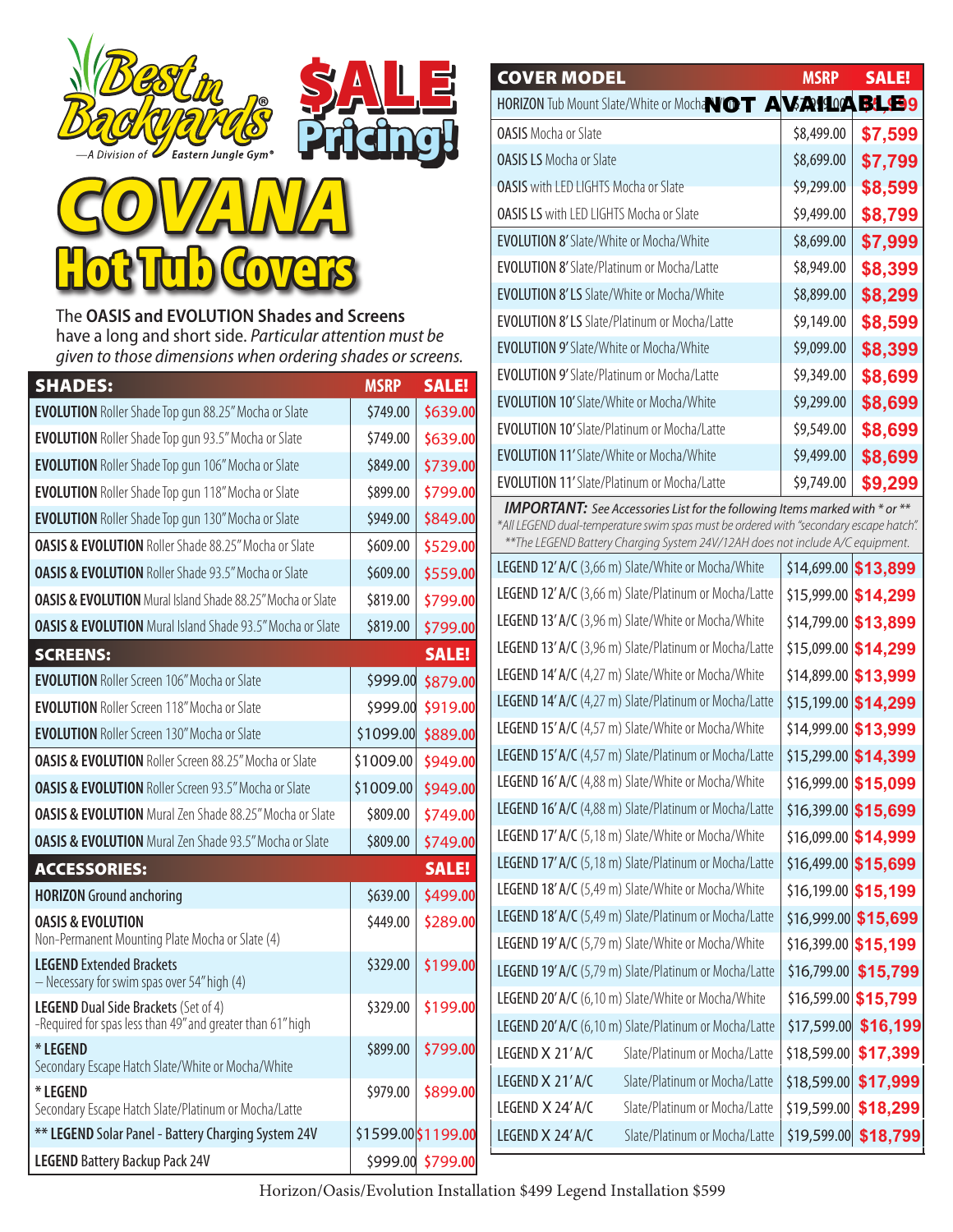# Best in Backyards

—A Division of Eastern Jungle Gym®

# $ALE Pricing!

# COVANA Hot Tub Covers

The **OASIS and EVOLUTION Shades and Screens** have a long and short side. *Particular attention must be given to those dimensions when ordering shades or screens.*

| SHADES: | MSRP | SALE! |
|---|---|---|
| **EVOLUTION** Roller Shade Top gun 88.25" Mocha or Slate | $749.00 | $639.00 |
| **EVOLUTION** Roller Shade Top gun 93.5" Mocha or Slate | $749.00 | $639.00 |
| **EVOLUTION** Roller Shade Top gun 106" Mocha or Slate | $849.00 | $739.00 |
| **EVOLUTION** Roller Shade Top gun 118" Mocha or Slate | $899.00 | $799.00 |
| **EVOLUTION** Roller Shade Top gun 130" Mocha or Slate | $949.00 | $849.00 |
| **OASIS & EVOLUTION** Roller Shade 88.25" Mocha or Slate | $609.00 | $529.00 |
| **OASIS & EVOLUTION** Roller Shade 93.5" Mocha or Slate | $609.00 | $559.00 |
| **OASIS & EVOLUTION** Mural Island Shade 88.25" Mocha or Slate | $819.00 | $799.00 |
| **OASIS & EVOLUTION** Mural Island Shade 93.5" Mocha or Slate | $819.00 | $799.00 |

| SCREENS: | MSRP | SALE! |
|---|---|---|
| **EVOLUTION** Roller Screen 106" Mocha or Slate | $999.00 | $879.00 |
| **EVOLUTION** Roller Screen 118" Mocha or Slate | $999.00 | $919.00 |
| **EVOLUTION** Roller Screen 130" Mocha or Slate | $1099.00 | $889.00 |
| **OASIS & EVOLUTION** Roller Screen 88.25" Mocha or Slate | $1009.00 | $949.00 |
| **OASIS & EVOLUTION** Roller Screen 93.5" Mocha or Slate | $1009.00 | $949.00 |
| **OASIS & EVOLUTION** Mural Zen Shade 88.25" Mocha or Slate | $809.00 | $749.00 |
| **OASIS & EVOLUTION** Mural Zen Shade 93.5" Mocha or Slate | $809.00 | $749.00 |

| ACCESSORIES: | MSRP | SALE! |
|---|---|---|
| **HORIZON** Ground anchoring | $639.00 | $499.00 |
| **OASIS & EVOLUTION** Non-Permanent Mounting Plate Mocha or Slate (4) | $449.00 | $289.00 |
| **LEGEND** Extended Brackets – Necessary for swim spas over 54" high (4) | $329.00 | $199.00 |
| **LEGEND** Dual Side Brackets (Set of 4) -Required for spas less than 49" and greater than 61" high | $329.00 | $199.00 |
| **\* LEGEND** Secondary Escape Hatch Slate/White or Mocha/White | $899.00 | $799.00 |
| **\* LEGEND** Secondary Escape Hatch Slate/Platinum or Mocha/Latte | $979.00 | $899.00 |
| **\*\* LEGEND** Solar Panel - Battery Charging System 24V | $1599.00 | $1199.00 |
| **LEGEND** Battery Backup Pack 24V | $999.00 | $799.00 |

| COVER MODEL | MSRP | SALE! |
|---|---|---|
| HORIZON Tub Mount Slate/White or Mocha/White — NOT AVAILABLE | | |
| OASIS Mocha or Slate | $8,499.00 | $7,599 |
| OASIS LS Mocha or Slate | $8,699.00 | $7,799 |
| OASIS with LED LIGHTS Mocha or Slate | $9,299.00 | $8,599 |
| OASIS LS with LED LIGHTS Mocha or Slate | $9,499.00 | $8,799 |
| EVOLUTION 8' Slate/White or Mocha/White | $8,699.00 | $7,999 |
| EVOLUTION 8' Slate/Platinum or Mocha/Latte | $8,949.00 | $8,399 |
| EVOLUTION 8' LS Slate/White or Mocha/White | $8,899.00 | $8,299 |
| EVOLUTION 8' LS Slate/Platinum or Mocha/Latte | $9,149.00 | $8,599 |
| EVOLUTION 9' Slate/White or Mocha/White | $9,099.00 | $8,399 |
| EVOLUTION 9' Slate/Platinum or Mocha/Latte | $9,349.00 | $8,699 |
| EVOLUTION 10' Slate/White or Mocha/White | $9,299.00 | $8,699 |
| EVOLUTION 10' Slate/Platinum or Mocha/Latte | $9,549.00 | $8,699 |
| EVOLUTION 11' Slate/White or Mocha/White | $9,499.00 | $8,699 |
| EVOLUTION 11' Slate/Platinum or Mocha/Latte | $9,749.00 | $9,299 |

***IMPORTANT:*** *See Accessories List for the following Items marked with \* or \*\**
*\*All LEGEND dual-temperature swim spas must be ordered with "secondary escape hatch".*
*\*\*The LEGEND Battery Charging System 24V/12AH does not include A/C equipment.*

| | MSRP | SALE! |
|---|---|---|
| LEGEND 12' A/C (3,66 m) Slate/White or Mocha/White | $14,699.00 | $13,899 |
| LEGEND 12' A/C (3,66 m) Slate/Platinum or Mocha/Latte | $15,999.00 | $14,299 |
| LEGEND 13' A/C (3,96 m) Slate/White or Mocha/White | $14,799.00 | $13,899 |
| LEGEND 13' A/C (3,96 m) Slate/Platinum or Mocha/Latte | $15,099.00 | $14,299 |
| LEGEND 14' A/C (4,27 m) Slate/White or Mocha/White | $14,899.00 | $13,999 |
| LEGEND 14' A/C (4,27 m) Slate/Platinum or Mocha/Latte | $15,199.00 | $14,299 |
| LEGEND 15' A/C (4,57 m) Slate/White or Mocha/White | $14,999.00 | $13,999 |
| LEGEND 15' A/C (4,57 m) Slate/Platinum or Mocha/Latte | $15,299.00 | $14,399 |
| LEGEND 16' A/C (4,88 m) Slate/White or Mocha/White | $16,999.00 | $15,099 |
| LEGEND 16' A/C (4,88 m) Slate/Platinum or Mocha/Latte | $16,399.00 | $15,699 |
| LEGEND 17' A/C (5,18 m) Slate/White or Mocha/White | $16,099.00 | $14,999 |
| LEGEND 17' A/C (5,18 m) Slate/Platinum or Mocha/Latte | $16,499.00 | $15,699 |
| LEGEND 18' A/C (5,49 m) Slate/White or Mocha/White | $16,199.00 | $15,199 |
| LEGEND 18' A/C (5,49 m) Slate/Platinum or Mocha/Latte | $16,999.00 | $15,699 |
| LEGEND 19' A/C (5,79 m) Slate/White or Mocha/White | $16,399.00 | $15,199 |
| LEGEND 19' A/C (5,79 m) Slate/Platinum or Mocha/Latte | $16,799.00 | $15,799 |
| LEGEND 20' A/C (6,10 m) Slate/White or Mocha/White | $16,599.00 | $15,799 |
| LEGEND 20' A/C (6,10 m) Slate/Platinum or Mocha/Latte | $17,599.00 | $16,199 |
| LEGEND X 21' A/C Slate/Platinum or Mocha/Latte | $18,599.00 | $17,399 |
| LEGEND X 21' A/C Slate/Platinum or Mocha/Latte | $18,599.00 | $17,999 |
| LEGEND X 24' A/C Slate/Platinum or Mocha/Latte | $19,599.00 | $18,299 |
| LEGEND X 24' A/C Slate/Platinum or Mocha/Latte | $19,599.00 | $18,799 |

Horizon/Oasis/Evolution Installation $499 Legend Installation $599